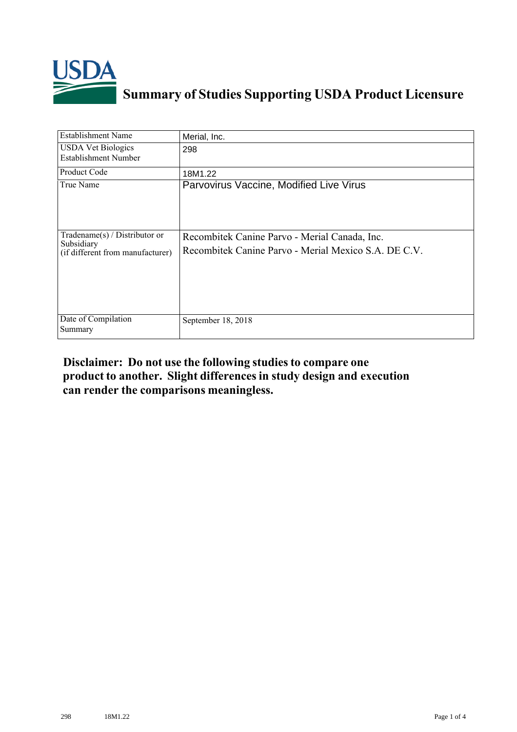# Summary of Studies Supporting USDA Product Licensure

| | |
|---|---|
| Establishment Name | Merial, Inc. |
| USDA Vet Biologics Establishment Number | 298 |
| Product Code | 18M1.22 |
| True Name | Parvovirus Vaccine, Modified Live Virus |
| Tradename(s) / Distributor or Subsidiary (if different from manufacturer) | Recombitek Canine Parvo - Merial Canada, Inc.<br>Recombitek Canine Parvo - Merial Mexico S.A. DE C.V. |
| Date of Compilation Summary | September 18, 2018 |

**Disclaimer: Do not use the following studies to compare one product to another. Slight differences in study design and execution can render the comparisons meaningless.**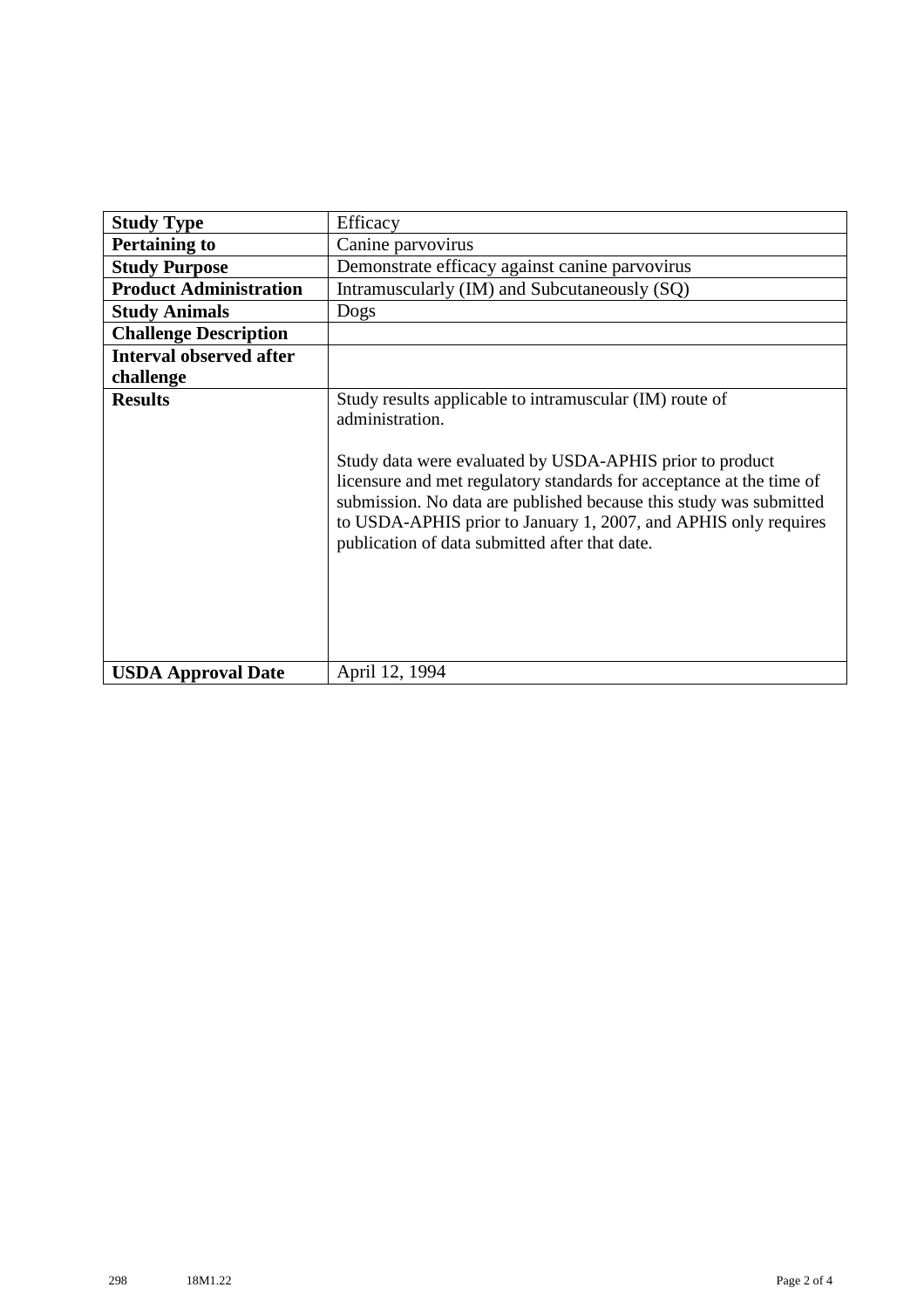| **Study Type** | Efficacy |
|---|---|
| **Pertaining to** | Canine parvovirus |
| **Study Purpose** | Demonstrate efficacy against canine parvovirus |
| **Product Administration** | Intramuscularly (IM) and Subcutaneously (SQ) |
| **Study Animals** | Dogs |
| **Challenge Description** | |
| **Interval observed after challenge** | |
| **Results** | Study results applicable to intramuscular (IM) route of administration.<br><br>Study data were evaluated by USDA-APHIS prior to product licensure and met regulatory standards for acceptance at the time of submission. No data are published because this study was submitted to USDA-APHIS prior to January 1, 2007, and APHIS only requires publication of data submitted after that date. |
| **USDA Approval Date** | April 12, 1994 |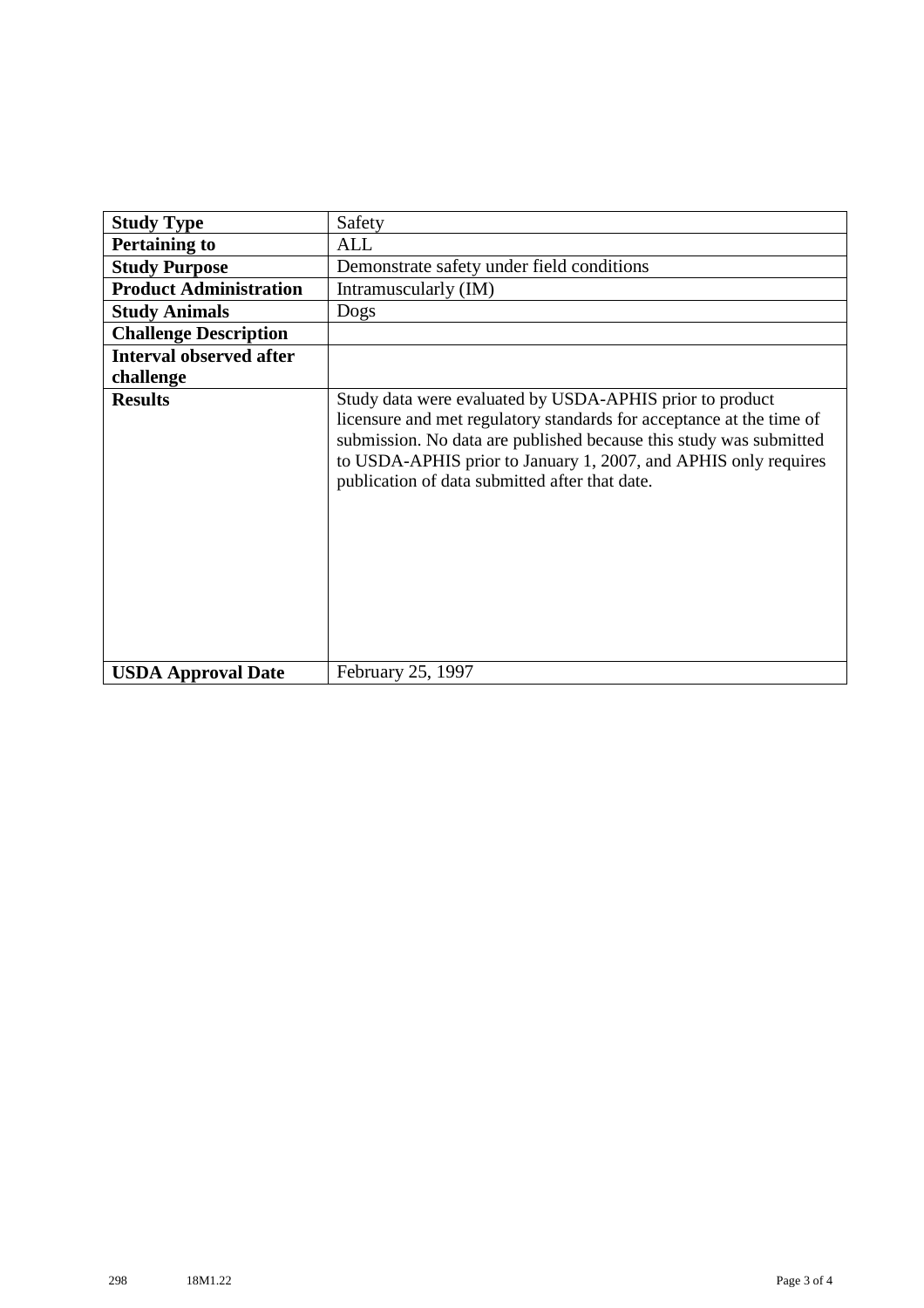| **Study Type** | Safety |
|---|---|
| **Pertaining to** | ALL |
| **Study Purpose** | Demonstrate safety under field conditions |
| **Product Administration** | Intramuscularly (IM) |
| **Study Animals** | Dogs |
| **Challenge Description** | |
| **Interval observed after challenge** | |
| **Results** | Study data were evaluated by USDA-APHIS prior to product licensure and met regulatory standards for acceptance at the time of submission. No data are published because this study was submitted to USDA-APHIS prior to January 1, 2007, and APHIS only requires publication of data submitted after that date. |
| **USDA Approval Date** | February 25, 1997 |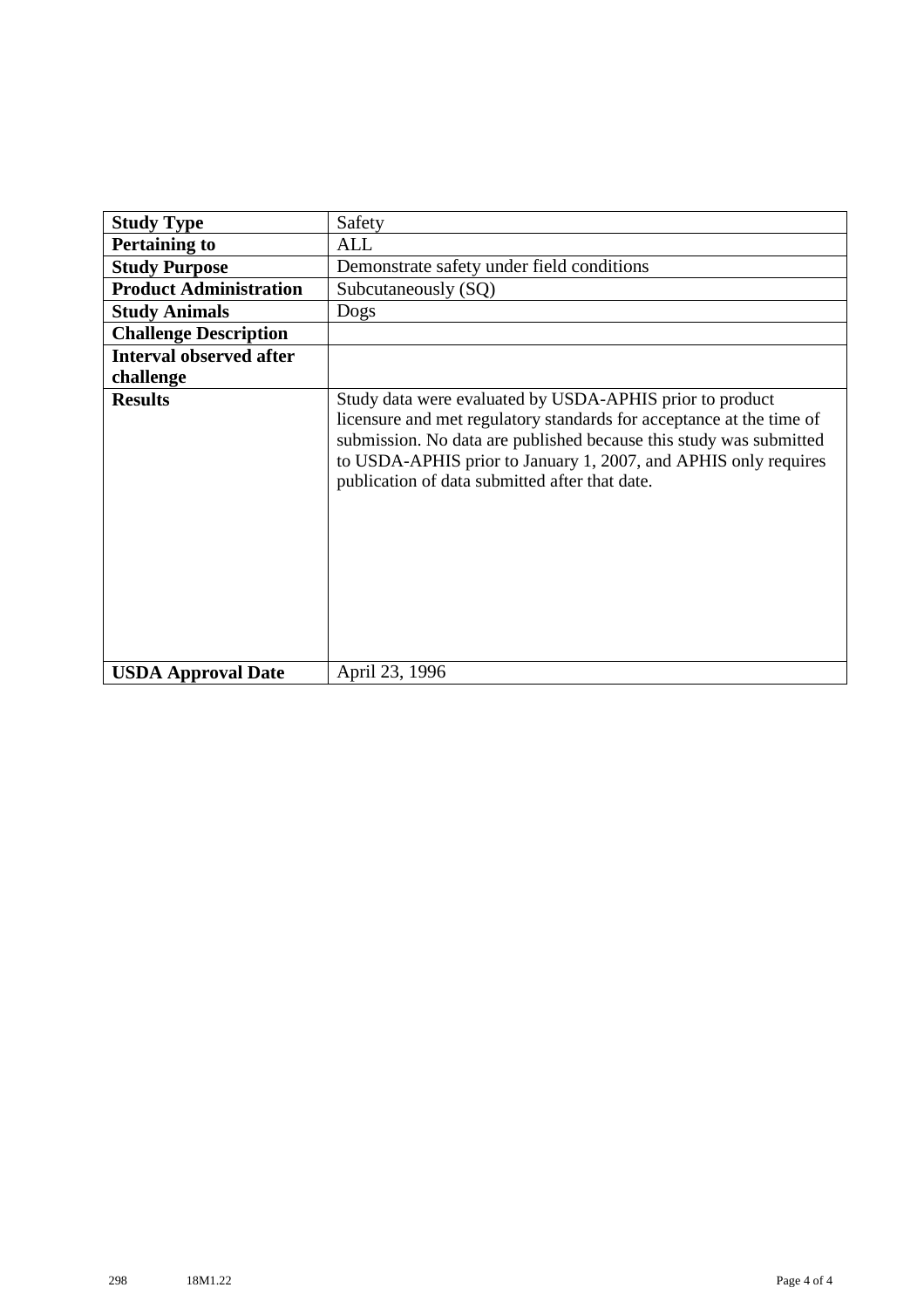| | |
|---|---|
| **Study Type** | Safety |
| **Pertaining to** | ALL |
| **Study Purpose** | Demonstrate safety under field conditions |
| **Product Administration** | Subcutaneously (SQ) |
| **Study Animals** | Dogs |
| **Challenge Description** | |
| **Interval observed after challenge** | |
| **Results** | Study data were evaluated by USDA-APHIS prior to product licensure and met regulatory standards for acceptance at the time of submission. No data are published because this study was submitted to USDA-APHIS prior to January 1, 2007, and APHIS only requires publication of data submitted after that date. |
| **USDA Approval Date** | April 23, 1996 |

298 18M1.22